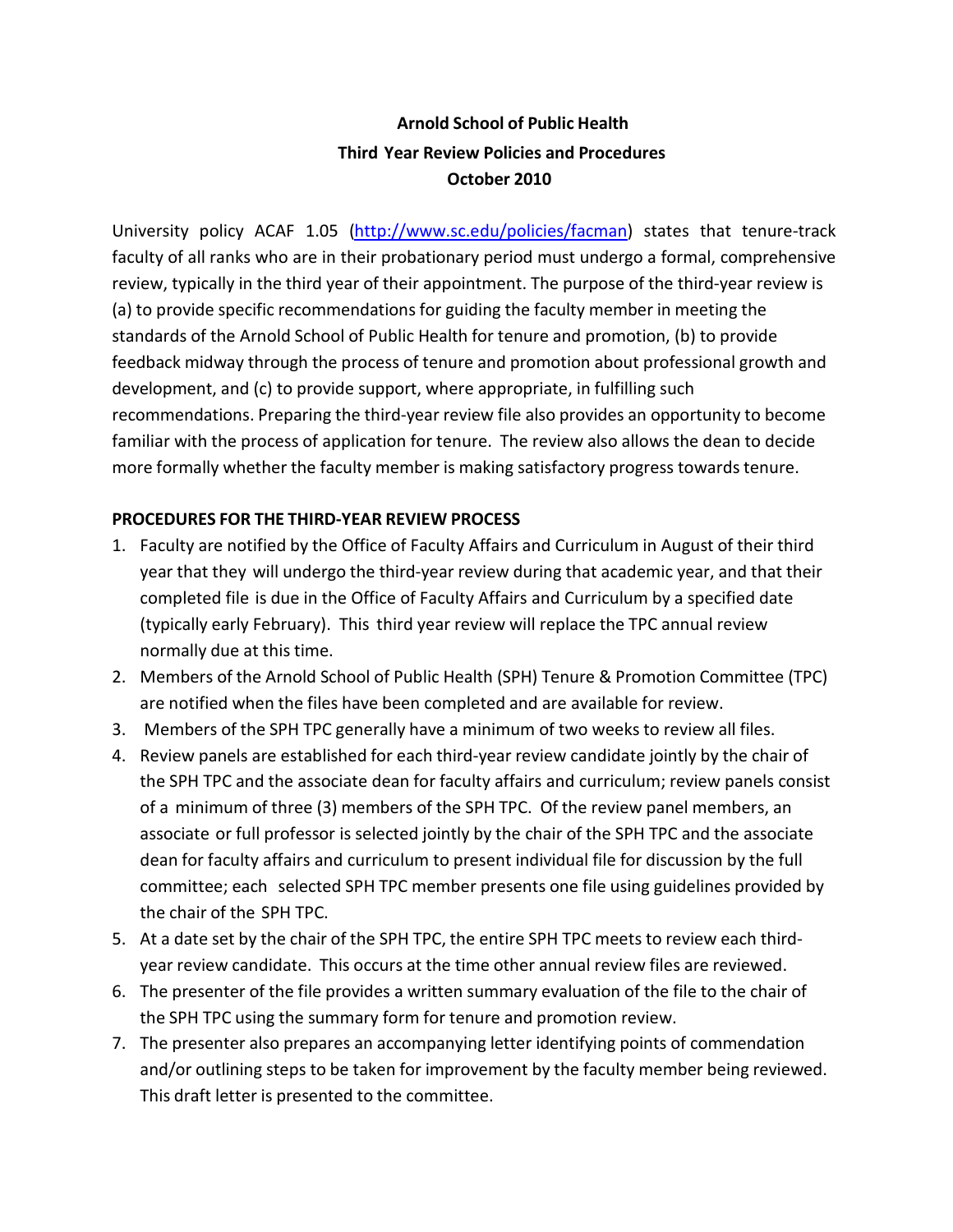# Arnold School of Public Health
## Third Year Review Policies and Procedures
### October 2010

University policy ACAF 1.05 (http://www.sc.edu/policies/facman) states that tenure-track faculty of all ranks who are in their probationary period must undergo a formal, comprehensive review, typically in the third year of their appointment. The purpose of the third-year review is (a) to provide specific recommendations for guiding the faculty member in meeting the standards of the Arnold School of Public Health for tenure and promotion, (b) to provide feedback midway through the process of tenure and promotion about professional growth and development, and (c) to provide support, where appropriate, in fulfilling such recommendations. Preparing the third-year review file also provides an opportunity to become familiar with the process of application for tenure. The review also allows the dean to decide more formally whether the faculty member is making satisfactory progress towards tenure.

**PROCEDURES FOR THE THIRD-YEAR REVIEW PROCESS**

1. Faculty are notified by the Office of Faculty Affairs and Curriculum in August of their third year that they will undergo the third-year review during that academic year, and that their completed file is due in the Office of Faculty Affairs and Curriculum by a specified date (typically early February). This third year review will replace the TPC annual review normally due at this time.
2. Members of the Arnold School of Public Health (SPH) Tenure & Promotion Committee (TPC) are notified when the files have been completed and are available for review.
3. Members of the SPH TPC generally have a minimum of two weeks to review all files.
4. Review panels are established for each third-year review candidate jointly by the chair of the SPH TPC and the associate dean for faculty affairs and curriculum; review panels consist of a minimum of three (3) members of the SPH TPC. Of the review panel members, an associate or full professor is selected jointly by the chair of the SPH TPC and the associate dean for faculty affairs and curriculum to present individual file for discussion by the full committee; each selected SPH TPC member presents one file using guidelines provided by the chair of the SPH TPC.
5. At a date set by the chair of the SPH TPC, the entire SPH TPC meets to review each third-year review candidate. This occurs at the time other annual review files are reviewed.
6. The presenter of the file provides a written summary evaluation of the file to the chair of the SPH TPC using the summary form for tenure and promotion review.
7. The presenter also prepares an accompanying letter identifying points of commendation and/or outlining steps to be taken for improvement by the faculty member being reviewed. This draft letter is presented to the committee.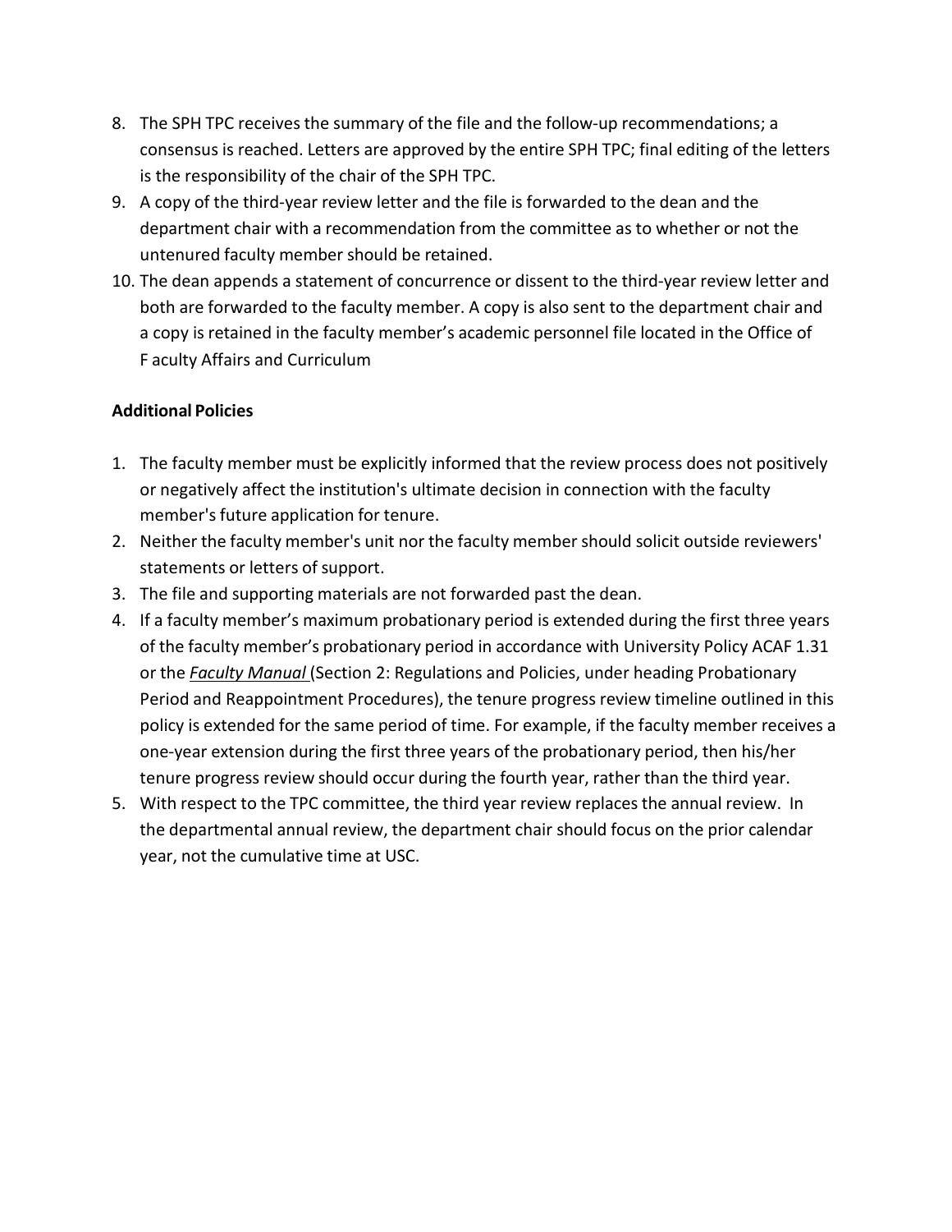8. The SPH TPC receives the summary of the file and the follow-up recommendations; a consensus is reached. Letters are approved by the entire SPH TPC; final editing of the letters is the responsibility of the chair of the SPH TPC.
9. A copy of the third-year review letter and the file is forwarded to the dean and the department chair with a recommendation from the committee as to whether or not the untenured faculty member should be retained.
10. The dean appends a statement of concurrence or dissent to the third-year review letter and both are forwarded to the faculty member. A copy is also sent to the department chair and a copy is retained in the faculty member's academic personnel file located in the Office of F aculty Affairs and Curriculum

**Additional Policies**

1. The faculty member must be explicitly informed that the review process does not positively or negatively affect the institution's ultimate decision in connection with the faculty member's future application for tenure.
2. Neither the faculty member's unit nor the faculty member should solicit outside reviewers' statements or letters of support.
3. The file and supporting materials are not forwarded past the dean.
4. If a faculty member's maximum probationary period is extended during the first three years of the faculty member's probationary period in accordance with University Policy ACAF 1.31 or the *Faculty Manual* (Section 2: Regulations and Policies, under heading Probationary Period and Reappointment Procedures), the tenure progress review timeline outlined in this policy is extended for the same period of time. For example, if the faculty member receives a one-year extension during the first three years of the probationary period, then his/her tenure progress review should occur during the fourth year, rather than the third year.
5. With respect to the TPC committee, the third year review replaces the annual review. In the departmental annual review, the department chair should focus on the prior calendar year, not the cumulative time at USC.